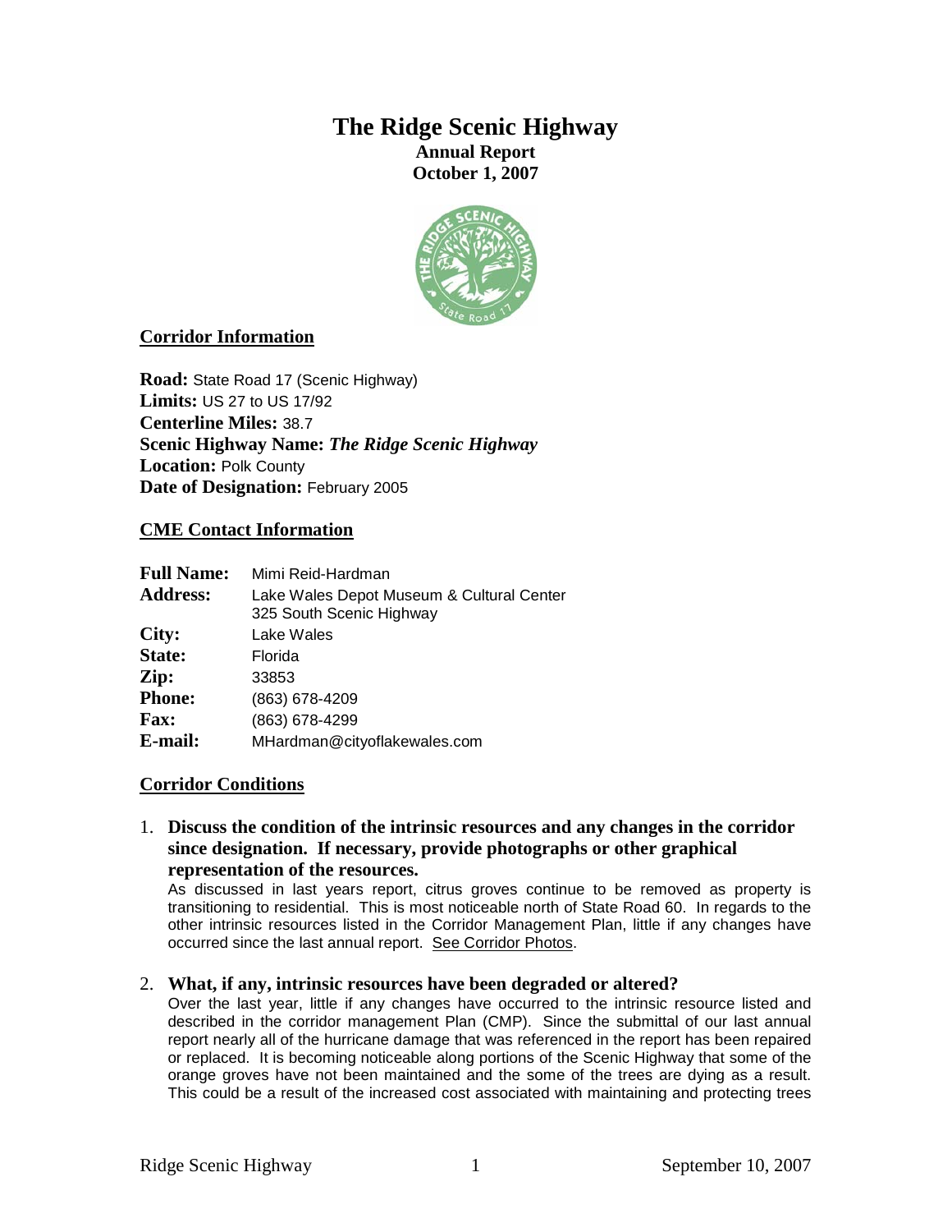# The Ridge Scenic Highway

**Annual Report**
**October 1, 2007**

## Corridor Information

**Road:** State Road 17 (Scenic Highway)
**Limits:** US 27 to US 17/92
**Centerline Miles:** 38.7
**Scenic Highway Name:** ***The Ridge Scenic Highway***
**Location:** Polk County
**Date of Designation:** February 2005

## CME Contact Information

| | |
|---|---|
| **Full Name:** | Mimi Reid-Hardman |
| **Address:** | Lake Wales Depot Museum & Cultural Center<br>325 South Scenic Highway |
| **City:** | Lake Wales |
| **State:** | Florida |
| **Zip:** | 33853 |
| **Phone:** | (863) 678-4209 |
| **Fax:** | (863) 678-4299 |
| **E-mail:** | MHardman@cityoflakewales.com |

## Corridor Conditions

1. **Discuss the condition of the intrinsic resources and any changes in the corridor since designation. If necessary, provide photographs or other graphical representation of the resources.**
   As discussed in last years report, citrus groves continue to be removed as property is transitioning to residential. This is most noticeable north of State Road 60. In regards to the other intrinsic resources listed in the Corridor Management Plan, little if any changes have occurred since the last annual report. See Corridor Photos.

2. **What, if any, intrinsic resources have been degraded or altered?**
   Over the last year, little if any changes have occurred to the intrinsic resource listed and described in the corridor management Plan (CMP). Since the submittal of our last annual report nearly all of the hurricane damage that was referenced in the report has been repaired or replaced. It is becoming noticeable along portions of the Scenic Highway that some of the orange groves have not been maintained and the some of the trees are dying as a result. This could be a result of the increased cost associated with maintaining and protecting trees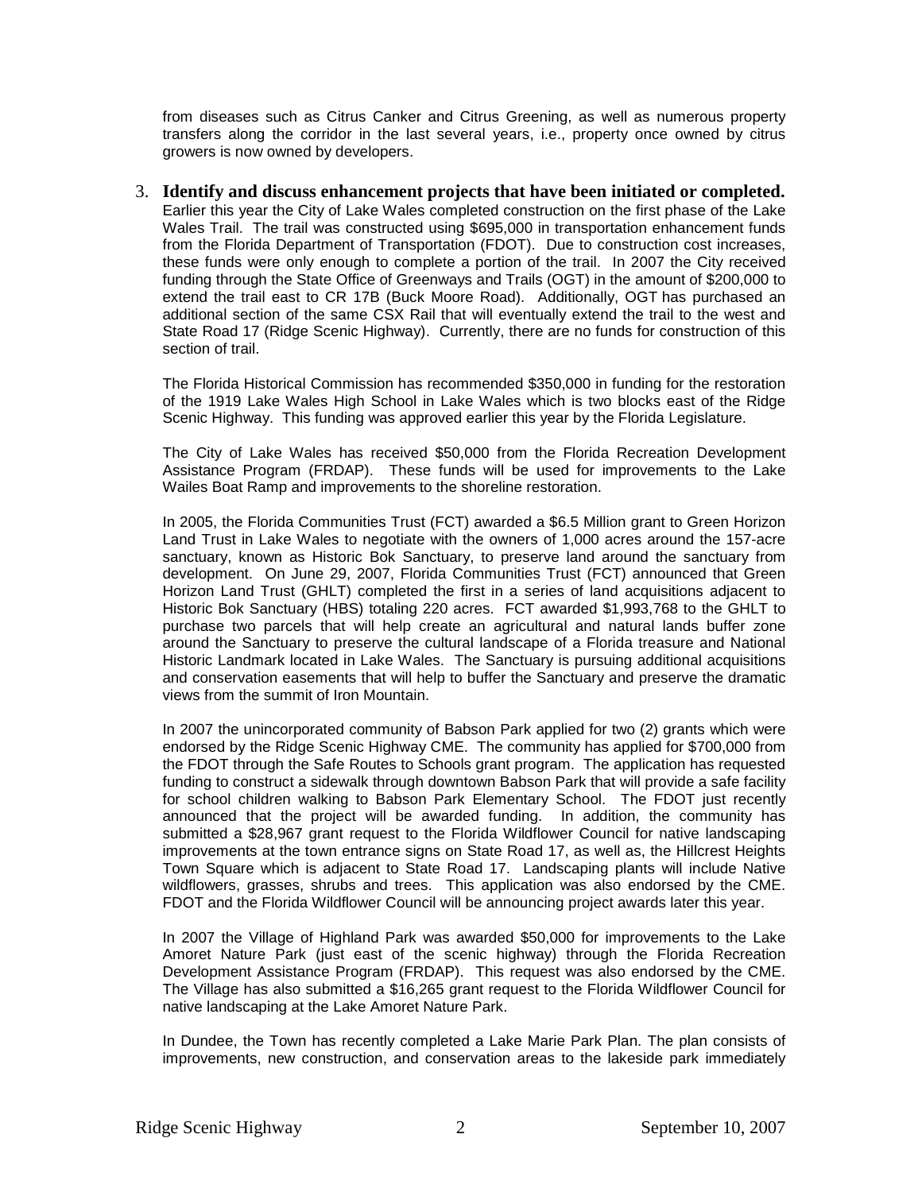from diseases such as Citrus Canker and Citrus Greening, as well as numerous property transfers along the corridor in the last several years, i.e., property once owned by citrus growers is now owned by developers.

3. **Identify and discuss enhancement projects that have been initiated or completed.** Earlier this year the City of Lake Wales completed construction on the first phase of the Lake Wales Trail. The trail was constructed using $695,000 in transportation enhancement funds from the Florida Department of Transportation (FDOT). Due to construction cost increases, these funds were only enough to complete a portion of the trail. In 2007 the City received funding through the State Office of Greenways and Trails (OGT) in the amount of $200,000 to extend the trail east to CR 17B (Buck Moore Road). Additionally, OGT has purchased an additional section of the same CSX Rail that will eventually extend the trail to the west and State Road 17 (Ridge Scenic Highway). Currently, there are no funds for construction of this section of trail.

   The Florida Historical Commission has recommended $350,000 in funding for the restoration of the 1919 Lake Wales High School in Lake Wales which is two blocks east of the Ridge Scenic Highway. This funding was approved earlier this year by the Florida Legislature.

   The City of Lake Wales has received $50,000 from the Florida Recreation Development Assistance Program (FRDAP). These funds will be used for improvements to the Lake Wailes Boat Ramp and improvements to the shoreline restoration.

   In 2005, the Florida Communities Trust (FCT) awarded a $6.5 Million grant to Green Horizon Land Trust in Lake Wales to negotiate with the owners of 1,000 acres around the 157-acre sanctuary, known as Historic Bok Sanctuary, to preserve land around the sanctuary from development. On June 29, 2007, Florida Communities Trust (FCT) announced that Green Horizon Land Trust (GHLT) completed the first in a series of land acquisitions adjacent to Historic Bok Sanctuary (HBS) totaling 220 acres. FCT awarded $1,993,768 to the GHLT to purchase two parcels that will help create an agricultural and natural lands buffer zone around the Sanctuary to preserve the cultural landscape of a Florida treasure and National Historic Landmark located in Lake Wales. The Sanctuary is pursuing additional acquisitions and conservation easements that will help to buffer the Sanctuary and preserve the dramatic views from the summit of Iron Mountain.

   In 2007 the unincorporated community of Babson Park applied for two (2) grants which were endorsed by the Ridge Scenic Highway CME. The community has applied for $700,000 from the FDOT through the Safe Routes to Schools grant program. The application has requested funding to construct a sidewalk through downtown Babson Park that will provide a safe facility for school children walking to Babson Park Elementary School. The FDOT just recently announced that the project will be awarded funding. In addition, the community has submitted a $28,967 grant request to the Florida Wildflower Council for native landscaping improvements at the town entrance signs on State Road 17, as well as, the Hillcrest Heights Town Square which is adjacent to State Road 17. Landscaping plants will include Native wildflowers, grasses, shrubs and trees. This application was also endorsed by the CME. FDOT and the Florida Wildflower Council will be announcing project awards later this year.

   In 2007 the Village of Highland Park was awarded $50,000 for improvements to the Lake Amoret Nature Park (just east of the scenic highway) through the Florida Recreation Development Assistance Program (FRDAP). This request was also endorsed by the CME. The Village has also submitted a $16,265 grant request to the Florida Wildflower Council for native landscaping at the Lake Amoret Nature Park.

   In Dundee, the Town has recently completed a Lake Marie Park Plan. The plan consists of improvements, new construction, and conservation areas to the lakeside park immediately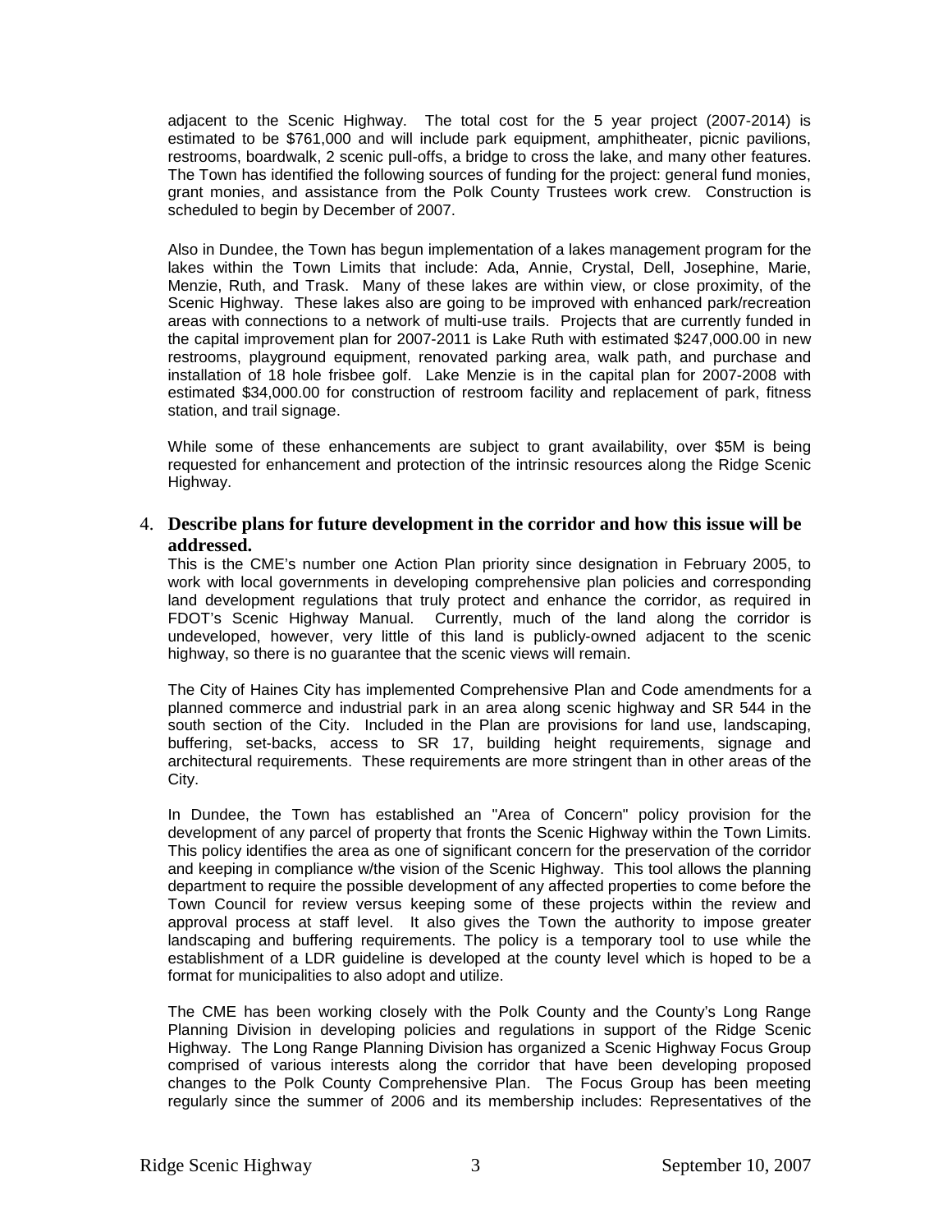adjacent to the Scenic Highway. The total cost for the 5 year project (2007-2014) is estimated to be $761,000 and will include park equipment, amphitheater, picnic pavilions, restrooms, boardwalk, 2 scenic pull-offs, a bridge to cross the lake, and many other features. The Town has identified the following sources of funding for the project: general fund monies, grant monies, and assistance from the Polk County Trustees work crew. Construction is scheduled to begin by December of 2007.

Also in Dundee, the Town has begun implementation of a lakes management program for the lakes within the Town Limits that include: Ada, Annie, Crystal, Dell, Josephine, Marie, Menzie, Ruth, and Trask. Many of these lakes are within view, or close proximity, of the Scenic Highway. These lakes also are going to be improved with enhanced park/recreation areas with connections to a network of multi-use trails. Projects that are currently funded in the capital improvement plan for 2007-2011 is Lake Ruth with estimated $247,000.00 in new restrooms, playground equipment, renovated parking area, walk path, and purchase and installation of 18 hole frisbee golf. Lake Menzie is in the capital plan for 2007-2008 with estimated $34,000.00 for construction of restroom facility and replacement of park, fitness station, and trail signage.

While some of these enhancements are subject to grant availability, over $5M is being requested for enhancement and protection of the intrinsic resources along the Ridge Scenic Highway.

4. **Describe plans for future development in the corridor and how this issue will be addressed.**

This is the CME's number one Action Plan priority since designation in February 2005, to work with local governments in developing comprehensive plan policies and corresponding land development regulations that truly protect and enhance the corridor, as required in FDOT's Scenic Highway Manual. Currently, much of the land along the corridor is undeveloped, however, very little of this land is publicly-owned adjacent to the scenic highway, so there is no guarantee that the scenic views will remain.

The City of Haines City has implemented Comprehensive Plan and Code amendments for a planned commerce and industrial park in an area along scenic highway and SR 544 in the south section of the City. Included in the Plan are provisions for land use, landscaping, buffering, set-backs, access to SR 17, building height requirements, signage and architectural requirements. These requirements are more stringent than in other areas of the City.

In Dundee, the Town has established an "Area of Concern" policy provision for the development of any parcel of property that fronts the Scenic Highway within the Town Limits. This policy identifies the area as one of significant concern for the preservation of the corridor and keeping in compliance w/the vision of the Scenic Highway. This tool allows the planning department to require the possible development of any affected properties to come before the Town Council for review versus keeping some of these projects within the review and approval process at staff level. It also gives the Town the authority to impose greater landscaping and buffering requirements. The policy is a temporary tool to use while the establishment of a LDR guideline is developed at the county level which is hoped to be a format for municipalities to also adopt and utilize.

The CME has been working closely with the Polk County and the County's Long Range Planning Division in developing policies and regulations in support of the Ridge Scenic Highway. The Long Range Planning Division has organized a Scenic Highway Focus Group comprised of various interests along the corridor that have been developing proposed changes to the Polk County Comprehensive Plan. The Focus Group has been meeting regularly since the summer of 2006 and its membership includes: Representatives of the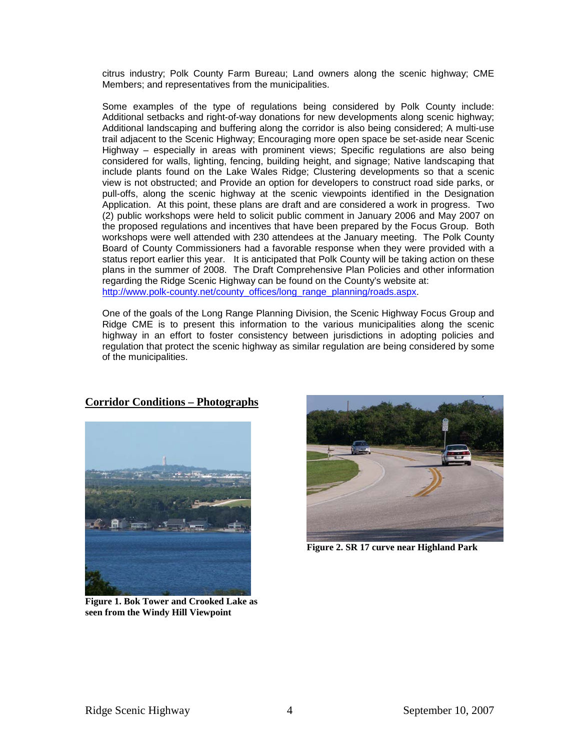citrus industry; Polk County Farm Bureau; Land owners along the scenic highway; CME Members; and representatives from the municipalities.

Some examples of the type of regulations being considered by Polk County include: Additional setbacks and right-of-way donations for new developments along scenic highway; Additional landscaping and buffering along the corridor is also being considered; A multi-use trail adjacent to the Scenic Highway; Encouraging more open space be set-aside near Scenic Highway – especially in areas with prominent views; Specific regulations are also being considered for walls, lighting, fencing, building height, and signage; Native landscaping that include plants found on the Lake Wales Ridge; Clustering developments so that a scenic view is not obstructed; and Provide an option for developers to construct road side parks, or pull-offs, along the scenic highway at the scenic viewpoints identified in the Designation Application. At this point, these plans are draft and are considered a work in progress. Two (2) public workshops were held to solicit public comment in January 2006 and May 2007 on the proposed regulations and incentives that have been prepared by the Focus Group. Both workshops were well attended with 230 attendees at the January meeting. The Polk County Board of County Commissioners had a favorable response when they were provided with a status report earlier this year. It is anticipated that Polk County will be taking action on these plans in the summer of 2008. The Draft Comprehensive Plan Policies and other information regarding the Ridge Scenic Highway can be found on the County's website at: http://www.polk-county.net/county_offices/long_range_planning/roads.aspx.

One of the goals of the Long Range Planning Division, the Scenic Highway Focus Group and Ridge CME is to present this information to the various municipalities along the scenic highway in an effort to foster consistency between jurisdictions in adopting policies and regulation that protect the scenic highway as similar regulation are being considered by some of the municipalities.

## Corridor Conditions – Photographs

**Figure 1. Bok Tower and Crooked Lake as seen from the Windy Hill Viewpoint**

**Figure 2. SR 17 curve near Highland Park**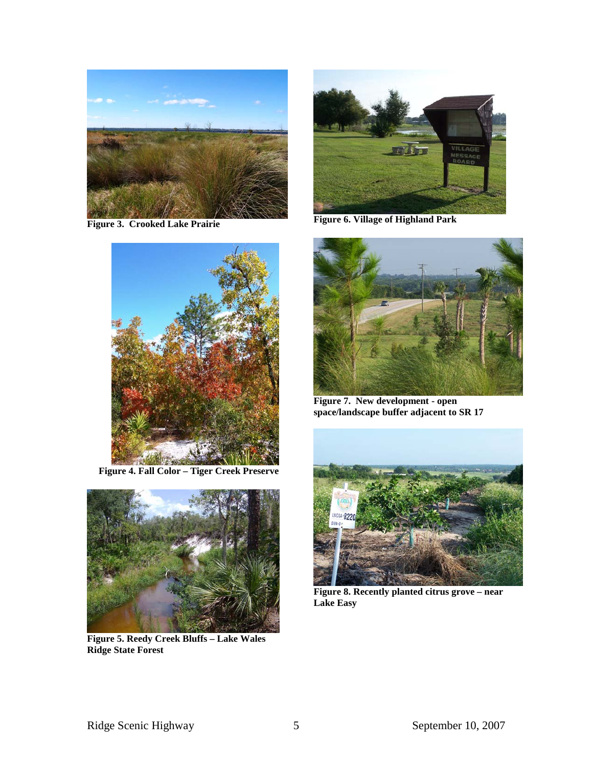**Figure 3. Crooked Lake Prairie**

**Figure 6. Village of Highland Park**

**Figure 4. Fall Color – Tiger Creek Preserve**

**Figure 7. New development - open space/landscape buffer adjacent to SR 17**

**Figure 5. Reedy Creek Bluffs – Lake Wales Ridge State Forest**

**Figure 8. Recently planted citrus grove – near Lake Easy**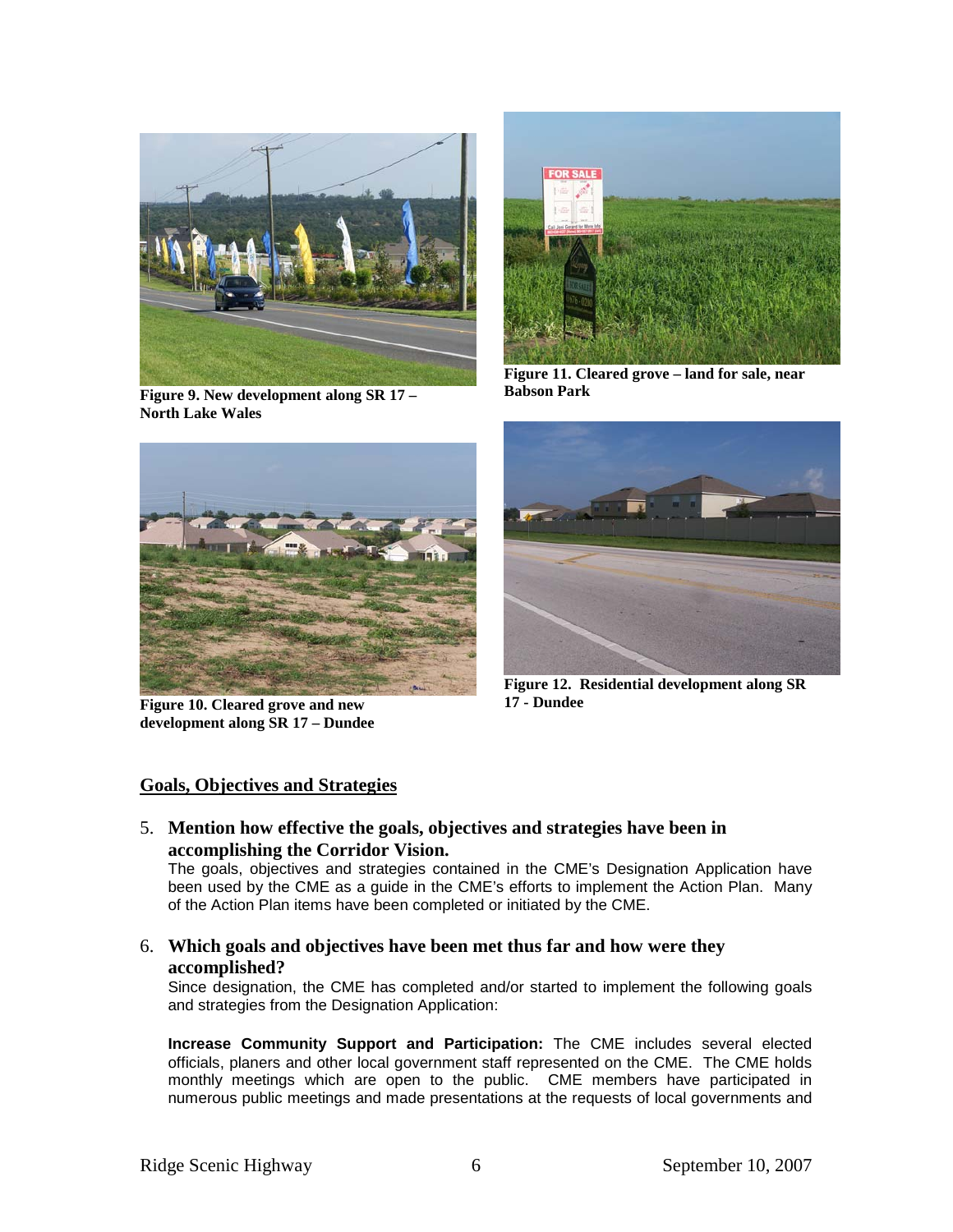Figure 9. New development along SR 17 – North Lake Wales

Figure 11. Cleared grove – land for sale, near Babson Park

Figure 10. Cleared grove and new development along SR 17 – Dundee

Figure 12. Residential development along SR 17 - Dundee

## Goals, Objectives and Strategies

5. **Mention how effective the goals, objectives and strategies have been in accomplishing the Corridor Vision.**

   The goals, objectives and strategies contained in the CME's Designation Application have been used by the CME as a guide in the CME's efforts to implement the Action Plan. Many of the Action Plan items have been completed or initiated by the CME.

6. **Which goals and objectives have been met thus far and how were they accomplished?**

   Since designation, the CME has completed and/or started to implement the following goals and strategies from the Designation Application:

   **Increase Community Support and Participation:** The CME includes several elected officials, planers and other local government staff represented on the CME. The CME holds monthly meetings which are open to the public. CME members have participated in numerous public meetings and made presentations at the requests of local governments and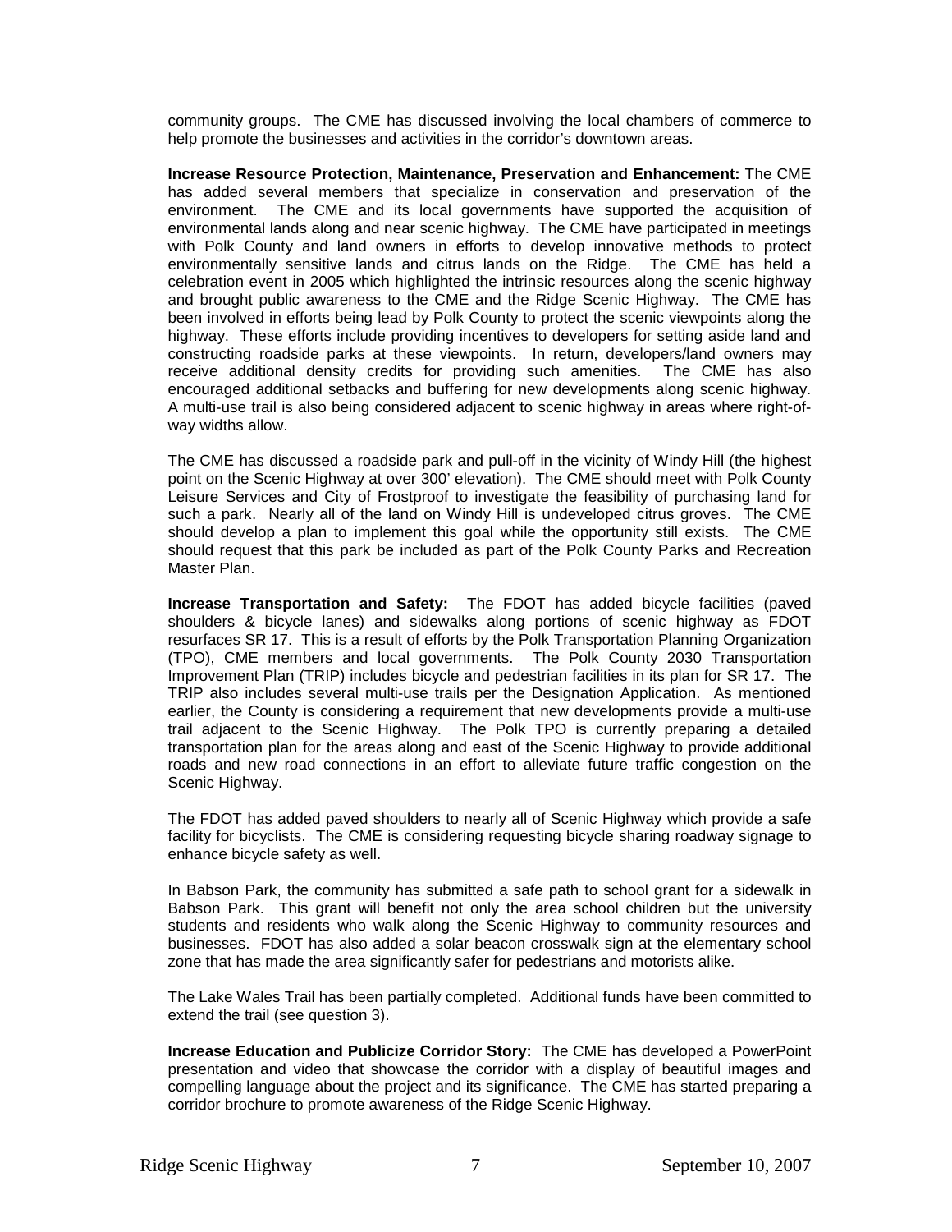community groups. The CME has discussed involving the local chambers of commerce to help promote the businesses and activities in the corridor's downtown areas.

**Increase Resource Protection, Maintenance, Preservation and Enhancement:** The CME has added several members that specialize in conservation and preservation of the environment. The CME and its local governments have supported the acquisition of environmental lands along and near scenic highway. The CME have participated in meetings with Polk County and land owners in efforts to develop innovative methods to protect environmentally sensitive lands and citrus lands on the Ridge. The CME has held a celebration event in 2005 which highlighted the intrinsic resources along the scenic highway and brought public awareness to the CME and the Ridge Scenic Highway. The CME has been involved in efforts being lead by Polk County to protect the scenic viewpoints along the highway. These efforts include providing incentives to developers for setting aside land and constructing roadside parks at these viewpoints. In return, developers/land owners may receive additional density credits for providing such amenities. The CME has also encouraged additional setbacks and buffering for new developments along scenic highway. A multi-use trail is also being considered adjacent to scenic highway in areas where right-of-way widths allow.

The CME has discussed a roadside park and pull-off in the vicinity of Windy Hill (the highest point on the Scenic Highway at over 300' elevation). The CME should meet with Polk County Leisure Services and City of Frostproof to investigate the feasibility of purchasing land for such a park. Nearly all of the land on Windy Hill is undeveloped citrus groves. The CME should develop a plan to implement this goal while the opportunity still exists. The CME should request that this park be included as part of the Polk County Parks and Recreation Master Plan.

**Increase Transportation and Safety:** The FDOT has added bicycle facilities (paved shoulders & bicycle lanes) and sidewalks along portions of scenic highway as FDOT resurfaces SR 17. This is a result of efforts by the Polk Transportation Planning Organization (TPO), CME members and local governments. The Polk County 2030 Transportation Improvement Plan (TRIP) includes bicycle and pedestrian facilities in its plan for SR 17. The TRIP also includes several multi-use trails per the Designation Application. As mentioned earlier, the County is considering a requirement that new developments provide a multi-use trail adjacent to the Scenic Highway. The Polk TPO is currently preparing a detailed transportation plan for the areas along and east of the Scenic Highway to provide additional roads and new road connections in an effort to alleviate future traffic congestion on the Scenic Highway.

The FDOT has added paved shoulders to nearly all of Scenic Highway which provide a safe facility for bicyclists. The CME is considering requesting bicycle sharing roadway signage to enhance bicycle safety as well.

In Babson Park, the community has submitted a safe path to school grant for a sidewalk in Babson Park. This grant will benefit not only the area school children but the university students and residents who walk along the Scenic Highway to community resources and businesses. FDOT has also added a solar beacon crosswalk sign at the elementary school zone that has made the area significantly safer for pedestrians and motorists alike.

The Lake Wales Trail has been partially completed. Additional funds have been committed to extend the trail (see question 3).

**Increase Education and Publicize Corridor Story:** The CME has developed a PowerPoint presentation and video that showcase the corridor with a display of beautiful images and compelling language about the project and its significance. The CME has started preparing a corridor brochure to promote awareness of the Ridge Scenic Highway.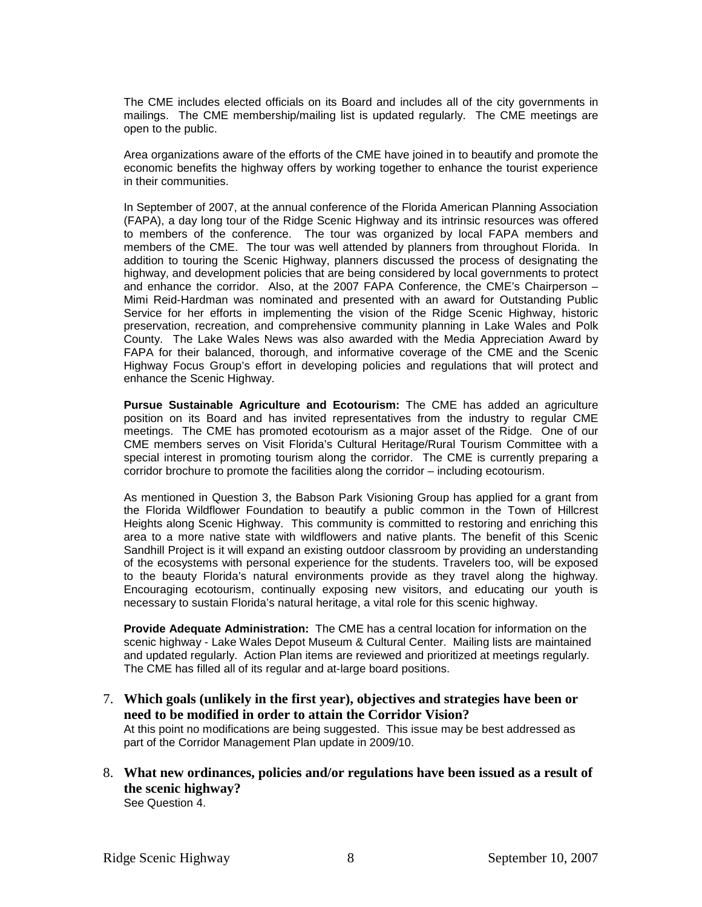The CME includes elected officials on its Board and includes all of the city governments in mailings. The CME membership/mailing list is updated regularly. The CME meetings are open to the public.

Area organizations aware of the efforts of the CME have joined in to beautify and promote the economic benefits the highway offers by working together to enhance the tourist experience in their communities.

In September of 2007, at the annual conference of the Florida American Planning Association (FAPA), a day long tour of the Ridge Scenic Highway and its intrinsic resources was offered to members of the conference. The tour was organized by local FAPA members and members of the CME. The tour was well attended by planners from throughout Florida. In addition to touring the Scenic Highway, planners discussed the process of designating the highway, and development policies that are being considered by local governments to protect and enhance the corridor. Also, at the 2007 FAPA Conference, the CME's Chairperson – Mimi Reid-Hardman was nominated and presented with an award for Outstanding Public Service for her efforts in implementing the vision of the Ridge Scenic Highway, historic preservation, recreation, and comprehensive community planning in Lake Wales and Polk County. The Lake Wales News was also awarded with the Media Appreciation Award by FAPA for their balanced, thorough, and informative coverage of the CME and the Scenic Highway Focus Group's effort in developing policies and regulations that will protect and enhance the Scenic Highway.

**Pursue Sustainable Agriculture and Ecotourism:** The CME has added an agriculture position on its Board and has invited representatives from the industry to regular CME meetings. The CME has promoted ecotourism as a major asset of the Ridge. One of our CME members serves on Visit Florida's Cultural Heritage/Rural Tourism Committee with a special interest in promoting tourism along the corridor. The CME is currently preparing a corridor brochure to promote the facilities along the corridor – including ecotourism.

As mentioned in Question 3, the Babson Park Visioning Group has applied for a grant from the Florida Wildflower Foundation to beautify a public common in the Town of Hillcrest Heights along Scenic Highway. This community is committed to restoring and enriching this area to a more native state with wildflowers and native plants. The benefit of this Scenic Sandhill Project is it will expand an existing outdoor classroom by providing an understanding of the ecosystems with personal experience for the students. Travelers too, will be exposed to the beauty Florida's natural environments provide as they travel along the highway. Encouraging ecotourism, continually exposing new visitors, and educating our youth is necessary to sustain Florida's natural heritage, a vital role for this scenic highway.

**Provide Adequate Administration:** The CME has a central location for information on the scenic highway - Lake Wales Depot Museum & Cultural Center. Mailing lists are maintained and updated regularly. Action Plan items are reviewed and prioritized at meetings regularly. The CME has filled all of its regular and at-large board positions.

7. **Which goals (unlikely in the first year), objectives and strategies have been or need to be modified in order to attain the Corridor Vision?**
   At this point no modifications are being suggested. This issue may be best addressed as part of the Corridor Management Plan update in 2009/10.

8. **What new ordinances, policies and/or regulations have been issued as a result of the scenic highway?**
   See Question 4.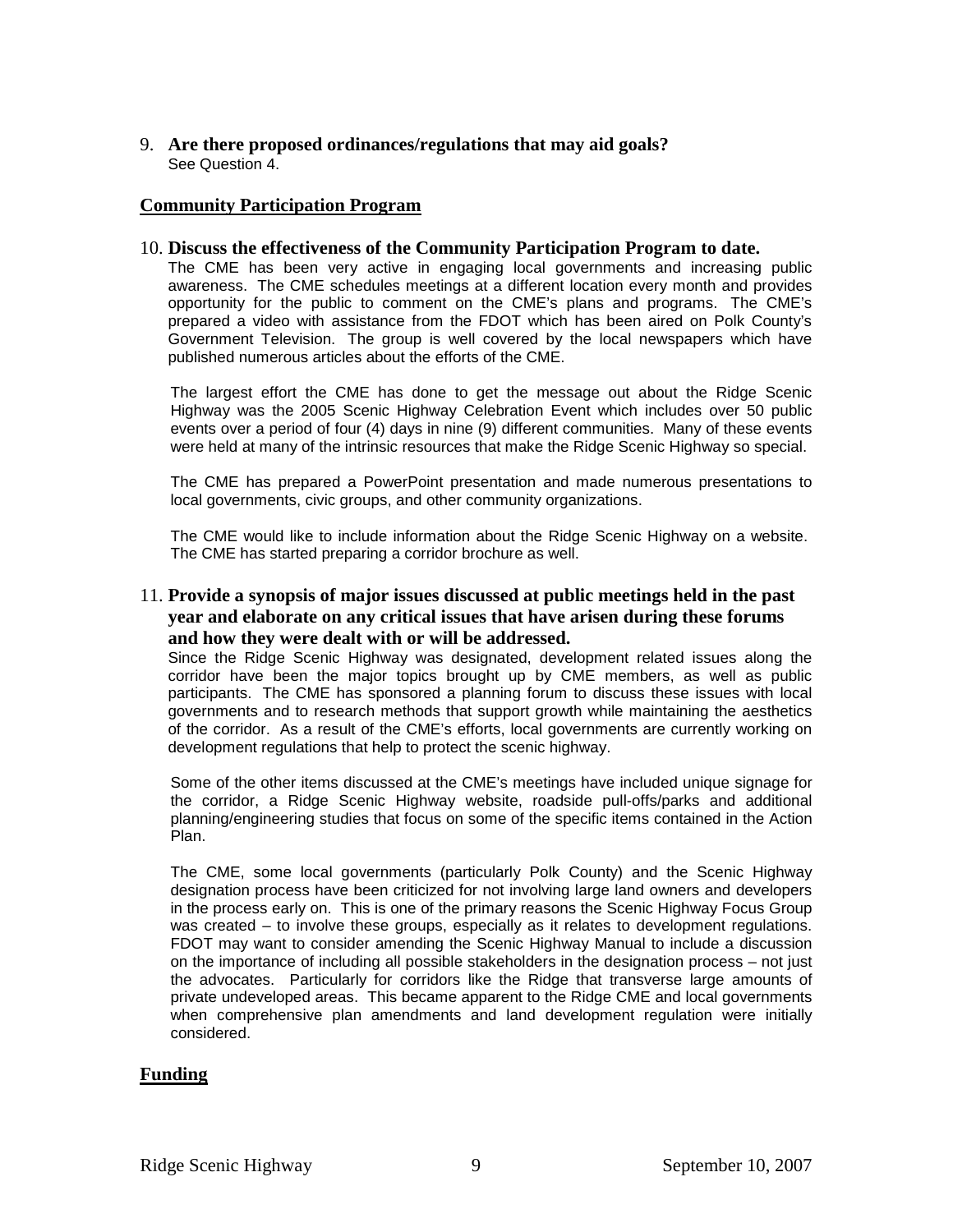9. **Are there proposed ordinances/regulations that may aid goals?**
   See Question 4.

## Community Participation Program

10. **Discuss the effectiveness of the Community Participation Program to date.**
    The CME has been very active in engaging local governments and increasing public awareness. The CME schedules meetings at a different location every month and provides opportunity for the public to comment on the CME's plans and programs. The CME's prepared a video with assistance from the FDOT which has been aired on Polk County's Government Television. The group is well covered by the local newspapers which have published numerous articles about the efforts of the CME.

    The largest effort the CME has done to get the message out about the Ridge Scenic Highway was the 2005 Scenic Highway Celebration Event which includes over 50 public events over a period of four (4) days in nine (9) different communities. Many of these events were held at many of the intrinsic resources that make the Ridge Scenic Highway so special.

    The CME has prepared a PowerPoint presentation and made numerous presentations to local governments, civic groups, and other community organizations.

    The CME would like to include information about the Ridge Scenic Highway on a website. The CME has started preparing a corridor brochure as well.

11. **Provide a synopsis of major issues discussed at public meetings held in the past year and elaborate on any critical issues that have arisen during these forums and how they were dealt with or will be addressed.**
    Since the Ridge Scenic Highway was designated, development related issues along the corridor have been the major topics brought up by CME members, as well as public participants. The CME has sponsored a planning forum to discuss these issues with local governments and to research methods that support growth while maintaining the aesthetics of the corridor. As a result of the CME's efforts, local governments are currently working on development regulations that help to protect the scenic highway.

    Some of the other items discussed at the CME's meetings have included unique signage for the corridor, a Ridge Scenic Highway website, roadside pull-offs/parks and additional planning/engineering studies that focus on some of the specific items contained in the Action Plan.

    The CME, some local governments (particularly Polk County) and the Scenic Highway designation process have been criticized for not involving large land owners and developers in the process early on. This is one of the primary reasons the Scenic Highway Focus Group was created – to involve these groups, especially as it relates to development regulations. FDOT may want to consider amending the Scenic Highway Manual to include a discussion on the importance of including all possible stakeholders in the designation process – not just the advocates. Particularly for corridors like the Ridge that transverse large amounts of private undeveloped areas. This became apparent to the Ridge CME and local governments when comprehensive plan amendments and land development regulation were initially considered.

## Funding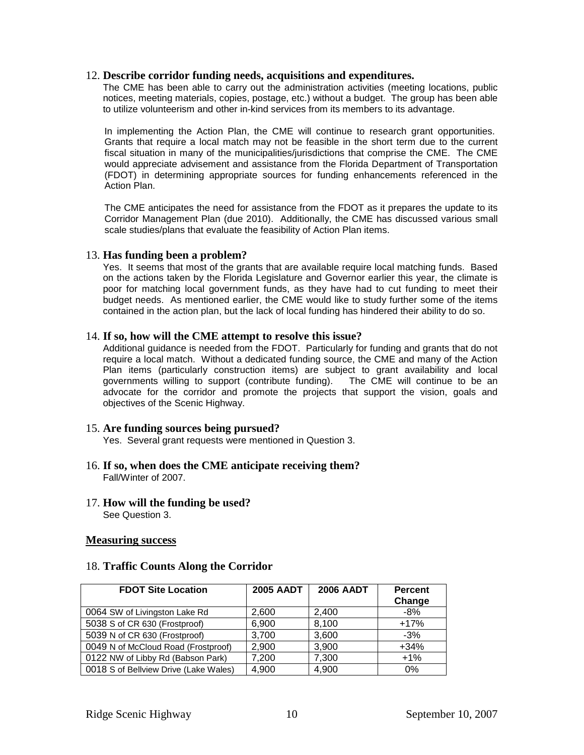12. **Describe corridor funding needs, acquisitions and expenditures.**
The CME has been able to carry out the administration activities (meeting locations, public notices, meeting materials, copies, postage, etc.) without a budget. The group has been able to utilize volunteerism and other in-kind services from its members to its advantage.

In implementing the Action Plan, the CME will continue to research grant opportunities. Grants that require a local match may not be feasible in the short term due to the current fiscal situation in many of the municipalities/jurisdictions that comprise the CME. The CME would appreciate advisement and assistance from the Florida Department of Transportation (FDOT) in determining appropriate sources for funding enhancements referenced in the Action Plan.

The CME anticipates the need for assistance from the FDOT as it prepares the update to its Corridor Management Plan (due 2010). Additionally, the CME has discussed various small scale studies/plans that evaluate the feasibility of Action Plan items.

13. **Has funding been a problem?**
Yes. It seems that most of the grants that are available require local matching funds. Based on the actions taken by the Florida Legislature and Governor earlier this year, the climate is poor for matching local government funds, as they have had to cut funding to meet their budget needs. As mentioned earlier, the CME would like to study further some of the items contained in the action plan, but the lack of local funding has hindered their ability to do so.

14. **If so, how will the CME attempt to resolve this issue?**
Additional guidance is needed from the FDOT. Particularly for funding and grants that do not require a local match. Without a dedicated funding source, the CME and many of the Action Plan items (particularly construction items) are subject to grant availability and local governments willing to support (contribute funding). The CME will continue to be an advocate for the corridor and promote the projects that support the vision, goals and objectives of the Scenic Highway.

15. **Are funding sources being pursued?**
Yes. Several grant requests were mentioned in Question 3.

16. **If so, when does the CME anticipate receiving them?**
Fall/Winter of 2007.

17. **How will the funding be used?**
See Question 3.

## Measuring success

18. **Traffic Counts Along the Corridor**

| FDOT Site Location | 2005 AADT | 2006 AADT | Percent Change |
|---|---|---|---|
| 0064 SW of Livingston Lake Rd | 2,600 | 2,400 | -8% |
| 5038 S of CR 630 (Frostproof) | 6,900 | 8,100 | +17% |
| 5039 N of CR 630 (Frostproof) | 3,700 | 3,600 | -3% |
| 0049 N of McCloud Road (Frostproof) | 2,900 | 3,900 | +34% |
| 0122 NW of Libby Rd (Babson Park) | 7,200 | 7,300 | +1% |
| 0018 S of Bellview Drive (Lake Wales) | 4,900 | 4,900 | 0% |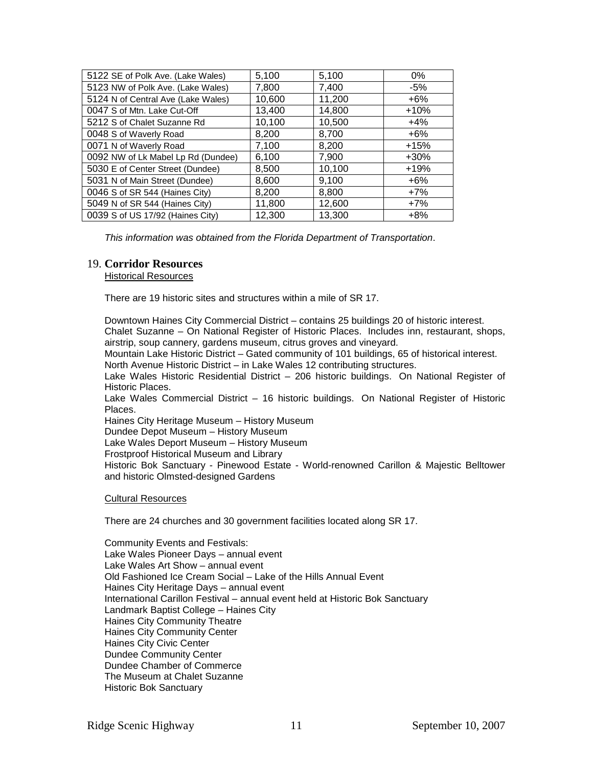| | | | |
|---|---|---|---|
| 5122 SE of Polk Ave. (Lake Wales) | 5,100 | 5,100 | 0% |
| 5123 NW of Polk Ave. (Lake Wales) | 7,800 | 7,400 | -5% |
| 5124 N of Central Ave (Lake Wales) | 10,600 | 11,200 | +6% |
| 0047 S of Mtn. Lake Cut-Off | 13,400 | 14,800 | +10% |
| 5212 S of Chalet Suzanne Rd | 10,100 | 10,500 | +4% |
| 0048 S of Waverly Road | 8,200 | 8,700 | +6% |
| 0071 N of Waverly Road | 7,100 | 8,200 | +15% |
| 0092 NW of Lk Mabel Lp Rd (Dundee) | 6,100 | 7,900 | +30% |
| 5030 E of Center Street (Dundee) | 8,500 | 10,100 | +19% |
| 5031 N of Main Street (Dundee) | 8,600 | 9,100 | +6% |
| 0046 S of SR 544 (Haines City) | 8,200 | 8,800 | +7% |
| 5049 N of SR 544 (Haines City) | 11,800 | 12,600 | +7% |
| 0039 S of US 17/92 (Haines City) | 12,300 | 13,300 | +8% |

*This information was obtained from the Florida Department of Transportation*.

## 19. Corridor Resources

Historical Resources

There are 19 historic sites and structures within a mile of SR 17.

Downtown Haines City Commercial District – contains 25 buildings 20 of historic interest.
Chalet Suzanne – On National Register of Historic Places. Includes inn, restaurant, shops, airstrip, soup cannery, gardens museum, citrus groves and vineyard.
Mountain Lake Historic District – Gated community of 101 buildings, 65 of historical interest.
North Avenue Historic District – in Lake Wales 12 contributing structures.
Lake Wales Historic Residential District – 206 historic buildings. On National Register of Historic Places.
Lake Wales Commercial District – 16 historic buildings. On National Register of Historic Places.
Haines City Heritage Museum – History Museum
Dundee Depot Museum – History Museum
Lake Wales Deport Museum – History Museum
Frostproof Historical Museum and Library
Historic Bok Sanctuary - Pinewood Estate - World-renowned Carillon & Majestic Belltower and historic Olmsted-designed Gardens

Cultural Resources

There are 24 churches and 30 government facilities located along SR 17.

Community Events and Festivals:
Lake Wales Pioneer Days – annual event
Lake Wales Art Show – annual event
Old Fashioned Ice Cream Social – Lake of the Hills Annual Event
Haines City Heritage Days – annual event
International Carillon Festival – annual event held at Historic Bok Sanctuary
Landmark Baptist College – Haines City
Haines City Community Theatre
Haines City Community Center
Haines City Civic Center
Dundee Community Center
Dundee Chamber of Commerce
The Museum at Chalet Suzanne
Historic Bok Sanctuary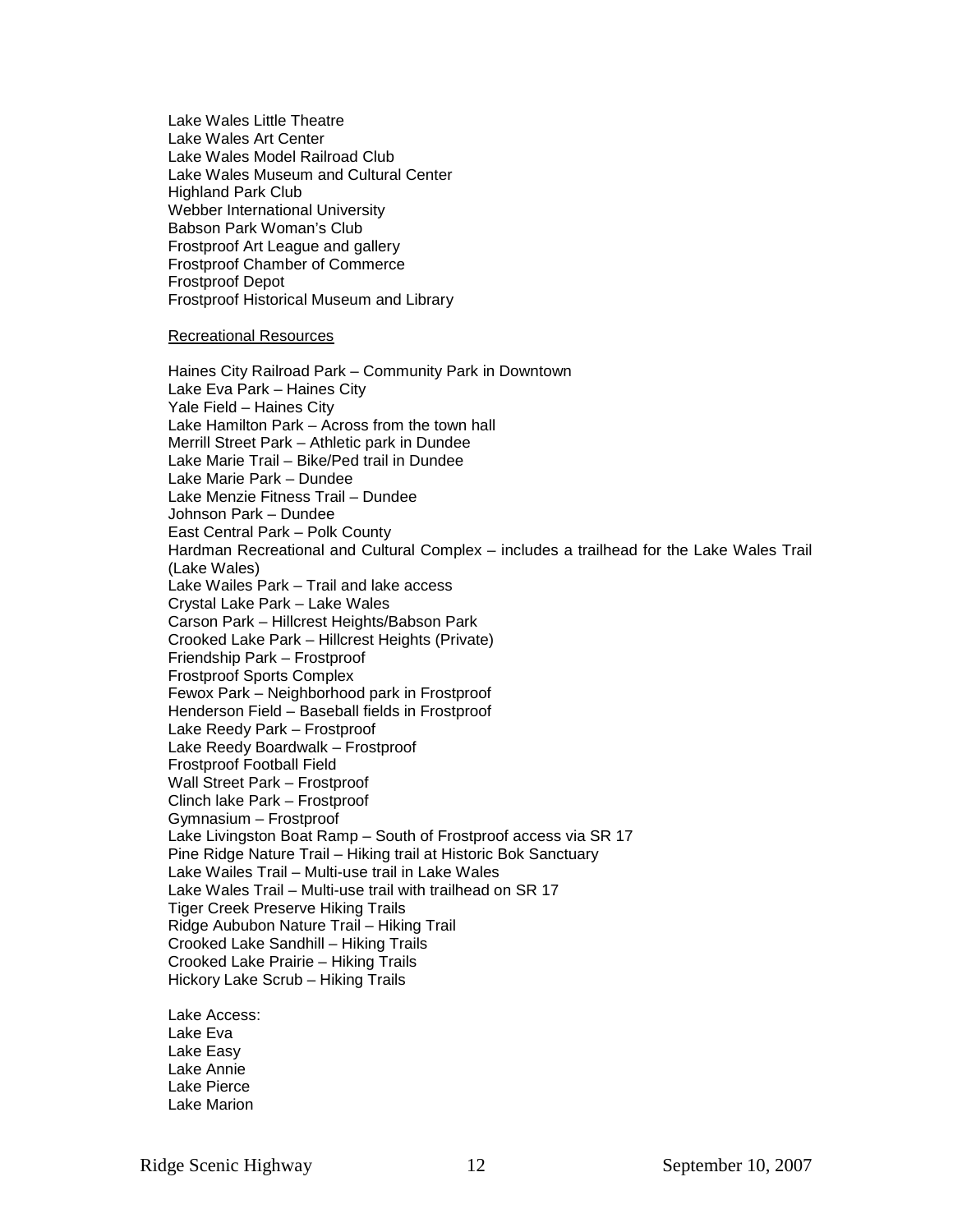Lake Wales Little Theatre
Lake Wales Art Center
Lake Wales Model Railroad Club
Lake Wales Museum and Cultural Center
Highland Park Club
Webber International University
Babson Park Woman's Club
Frostproof Art League and gallery
Frostproof Chamber of Commerce
Frostproof Depot
Frostproof Historical Museum and Library

<u>Recreational Resources</u>

Haines City Railroad Park – Community Park in Downtown
Lake Eva Park – Haines City
Yale Field – Haines City
Lake Hamilton Park – Across from the town hall
Merrill Street Park – Athletic park in Dundee
Lake Marie Trail – Bike/Ped trail in Dundee
Lake Marie Park – Dundee
Lake Menzie Fitness Trail – Dundee
Johnson Park – Dundee
East Central Park – Polk County
Hardman Recreational and Cultural Complex – includes a trailhead for the Lake Wales Trail (Lake Wales)
Lake Wailes Park – Trail and lake access
Crystal Lake Park – Lake Wales
Carson Park – Hillcrest Heights/Babson Park
Crooked Lake Park – Hillcrest Heights (Private)
Friendship Park – Frostproof
Frostproof Sports Complex
Fewox Park – Neighborhood park in Frostproof
Henderson Field – Baseball fields in Frostproof
Lake Reedy Park – Frostproof
Lake Reedy Boardwalk – Frostproof
Frostproof Football Field
Wall Street Park – Frostproof
Clinch lake Park – Frostproof
Gymnasium – Frostproof
Lake Livingston Boat Ramp – South of Frostproof access via SR 17
Pine Ridge Nature Trail – Hiking trail at Historic Bok Sanctuary
Lake Wailes Trail – Multi-use trail in Lake Wales
Lake Wales Trail – Multi-use trail with trailhead on SR 17
Tiger Creek Preserve Hiking Trails
Ridge Aububon Nature Trail – Hiking Trail
Crooked Lake Sandhill – Hiking Trails
Crooked Lake Prairie – Hiking Trails
Hickory Lake Scrub – Hiking Trails

Lake Access:
Lake Eva
Lake Easy
Lake Annie
Lake Pierce
Lake Marion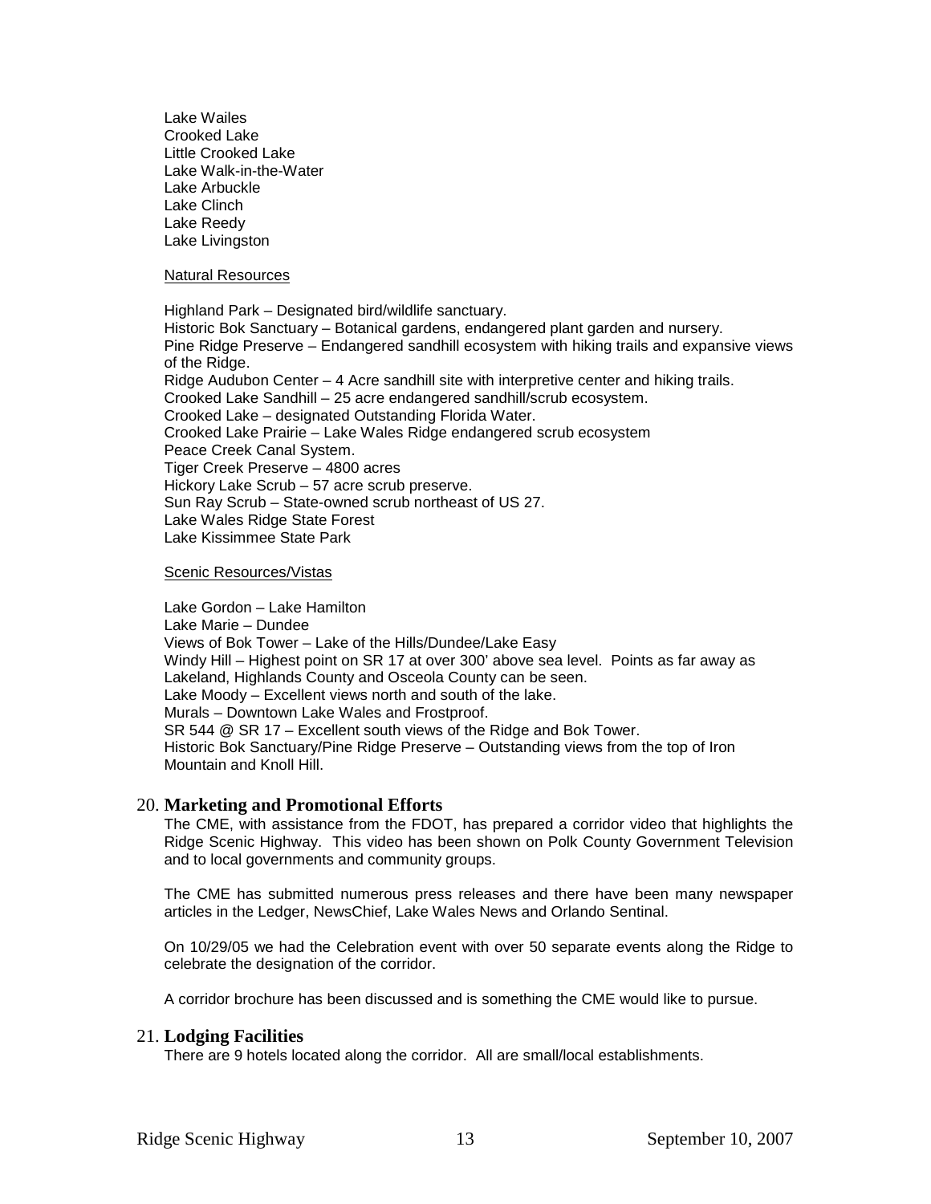Lake Wailes
Crooked Lake
Little Crooked Lake
Lake Walk-in-the-Water
Lake Arbuckle
Lake Clinch
Lake Reedy
Lake Livingston

<u>Natural Resources</u>

Highland Park – Designated bird/wildlife sanctuary.
Historic Bok Sanctuary – Botanical gardens, endangered plant garden and nursery.
Pine Ridge Preserve – Endangered sandhill ecosystem with hiking trails and expansive views of the Ridge.
Ridge Audubon Center – 4 Acre sandhill site with interpretive center and hiking trails.
Crooked Lake Sandhill – 25 acre endangered sandhill/scrub ecosystem.
Crooked Lake – designated Outstanding Florida Water.
Crooked Lake Prairie – Lake Wales Ridge endangered scrub ecosystem
Peace Creek Canal System.
Tiger Creek Preserve – 4800 acres
Hickory Lake Scrub – 57 acre scrub preserve.
Sun Ray Scrub – State-owned scrub northeast of US 27.
Lake Wales Ridge State Forest
Lake Kissimmee State Park

<u>Scenic Resources/Vistas</u>

Lake Gordon – Lake Hamilton
Lake Marie – Dundee
Views of Bok Tower – Lake of the Hills/Dundee/Lake Easy
Windy Hill – Highest point on SR 17 at over 300' above sea level. Points as far away as Lakeland, Highlands County and Osceola County can be seen.
Lake Moody – Excellent views north and south of the lake.
Murals – Downtown Lake Wales and Frostproof.
SR 544 @ SR 17 – Excellent south views of the Ridge and Bok Tower.
Historic Bok Sanctuary/Pine Ridge Preserve – Outstanding views from the top of Iron Mountain and Knoll Hill.

## 20. Marketing and Promotional Efforts

The CME, with assistance from the FDOT, has prepared a corridor video that highlights the Ridge Scenic Highway. This video has been shown on Polk County Government Television and to local governments and community groups.

The CME has submitted numerous press releases and there have been many newspaper articles in the Ledger, NewsChief, Lake Wales News and Orlando Sentinal.

On 10/29/05 we had the Celebration event with over 50 separate events along the Ridge to celebrate the designation of the corridor.

A corridor brochure has been discussed and is something the CME would like to pursue.

## 21. Lodging Facilities

There are 9 hotels located along the corridor. All are small/local establishments.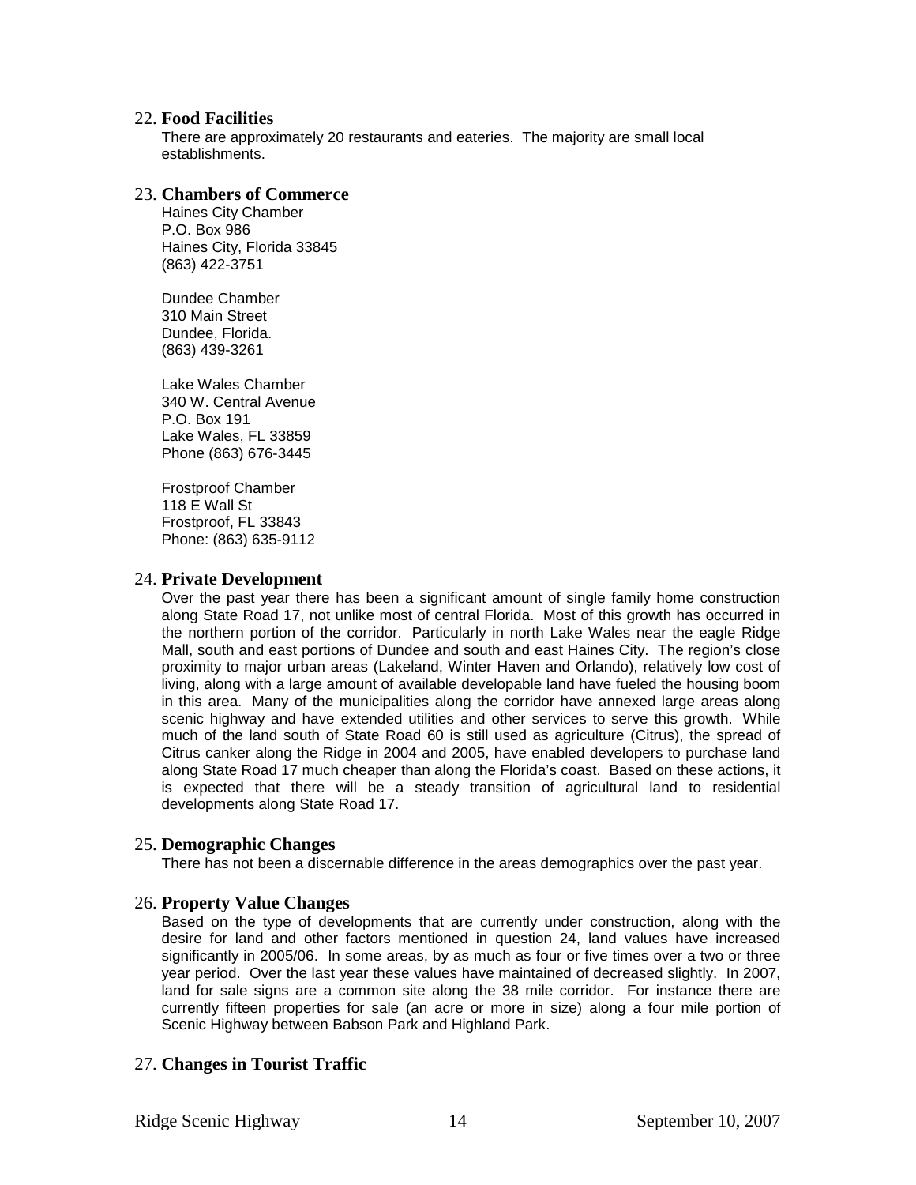22. **Food Facilities**

There are approximately 20 restaurants and eateries. The majority are small local establishments.

23. **Chambers of Commerce**

Haines City Chamber
P.O. Box 986
Haines City, Florida 33845
(863) 422-3751

Dundee Chamber
310 Main Street
Dundee, Florida.
(863) 439-3261

Lake Wales Chamber
340 W. Central Avenue
P.O. Box 191
Lake Wales, FL 33859
Phone (863) 676-3445

Frostproof Chamber
118 E Wall St
Frostproof, FL 33843
Phone: (863) 635-9112

24. **Private Development**

Over the past year there has been a significant amount of single family home construction along State Road 17, not unlike most of central Florida. Most of this growth has occurred in the northern portion of the corridor. Particularly in north Lake Wales near the eagle Ridge Mall, south and east portions of Dundee and south and east Haines City. The region's close proximity to major urban areas (Lakeland, Winter Haven and Orlando), relatively low cost of living, along with a large amount of available developable land have fueled the housing boom in this area. Many of the municipalities along the corridor have annexed large areas along scenic highway and have extended utilities and other services to serve this growth. While much of the land south of State Road 60 is still used as agriculture (Citrus), the spread of Citrus canker along the Ridge in 2004 and 2005, have enabled developers to purchase land along State Road 17 much cheaper than along the Florida's coast. Based on these actions, it is expected that there will be a steady transition of agricultural land to residential developments along State Road 17.

25. **Demographic Changes**

There has not been a discernable difference in the areas demographics over the past year.

26. **Property Value Changes**

Based on the type of developments that are currently under construction, along with the desire for land and other factors mentioned in question 24, land values have increased significantly in 2005/06. In some areas, by as much as four or five times over a two or three year period. Over the last year these values have maintained of decreased slightly. In 2007, land for sale signs are a common site along the 38 mile corridor. For instance there are currently fifteen properties for sale (an acre or more in size) along a four mile portion of Scenic Highway between Babson Park and Highland Park.

27. **Changes in Tourist Traffic**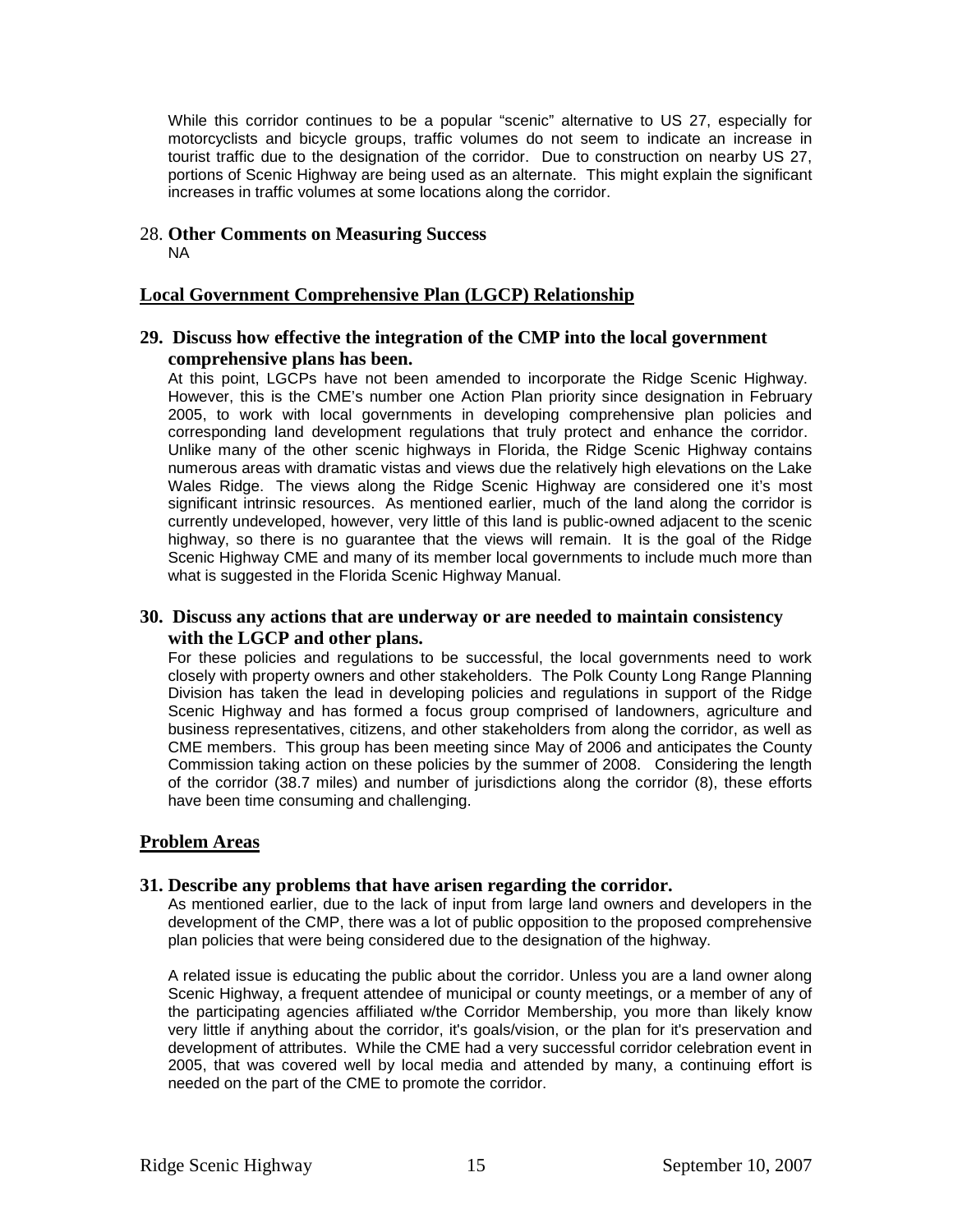While this corridor continues to be a popular "scenic" alternative to US 27, especially for motorcyclists and bicycle groups, traffic volumes do not seem to indicate an increase in tourist traffic due to the designation of the corridor. Due to construction on nearby US 27, portions of Scenic Highway are being used as an alternate. This might explain the significant increases in traffic volumes at some locations along the corridor.

28. **Other Comments on Measuring Success**
NA

## Local Government Comprehensive Plan (LGCP) Relationship

### 29. Discuss how effective the integration of the CMP into the local government comprehensive plans has been.

At this point, LGCPs have not been amended to incorporate the Ridge Scenic Highway. However, this is the CME's number one Action Plan priority since designation in February 2005, to work with local governments in developing comprehensive plan policies and corresponding land development regulations that truly protect and enhance the corridor. Unlike many of the other scenic highways in Florida, the Ridge Scenic Highway contains numerous areas with dramatic vistas and views due the relatively high elevations on the Lake Wales Ridge. The views along the Ridge Scenic Highway are considered one it's most significant intrinsic resources. As mentioned earlier, much of the land along the corridor is currently undeveloped, however, very little of this land is public-owned adjacent to the scenic highway, so there is no guarantee that the views will remain. It is the goal of the Ridge Scenic Highway CME and many of its member local governments to include much more than what is suggested in the Florida Scenic Highway Manual.

### 30. Discuss any actions that are underway or are needed to maintain consistency with the LGCP and other plans.

For these policies and regulations to be successful, the local governments need to work closely with property owners and other stakeholders. The Polk County Long Range Planning Division has taken the lead in developing policies and regulations in support of the Ridge Scenic Highway and has formed a focus group comprised of landowners, agriculture and business representatives, citizens, and other stakeholders from along the corridor, as well as CME members. This group has been meeting since May of 2006 and anticipates the County Commission taking action on these policies by the summer of 2008. Considering the length of the corridor (38.7 miles) and number of jurisdictions along the corridor (8), these efforts have been time consuming and challenging.

## Problem Areas

### 31. Describe any problems that have arisen regarding the corridor.

As mentioned earlier, due to the lack of input from large land owners and developers in the development of the CMP, there was a lot of public opposition to the proposed comprehensive plan policies that were being considered due to the designation of the highway.

A related issue is educating the public about the corridor. Unless you are a land owner along Scenic Highway, a frequent attendee of municipal or county meetings, or a member of any of the participating agencies affiliated w/the Corridor Membership, you more than likely know very little if anything about the corridor, it's goals/vision, or the plan for it's preservation and development of attributes. While the CME had a very successful corridor celebration event in 2005, that was covered well by local media and attended by many, a continuing effort is needed on the part of the CME to promote the corridor.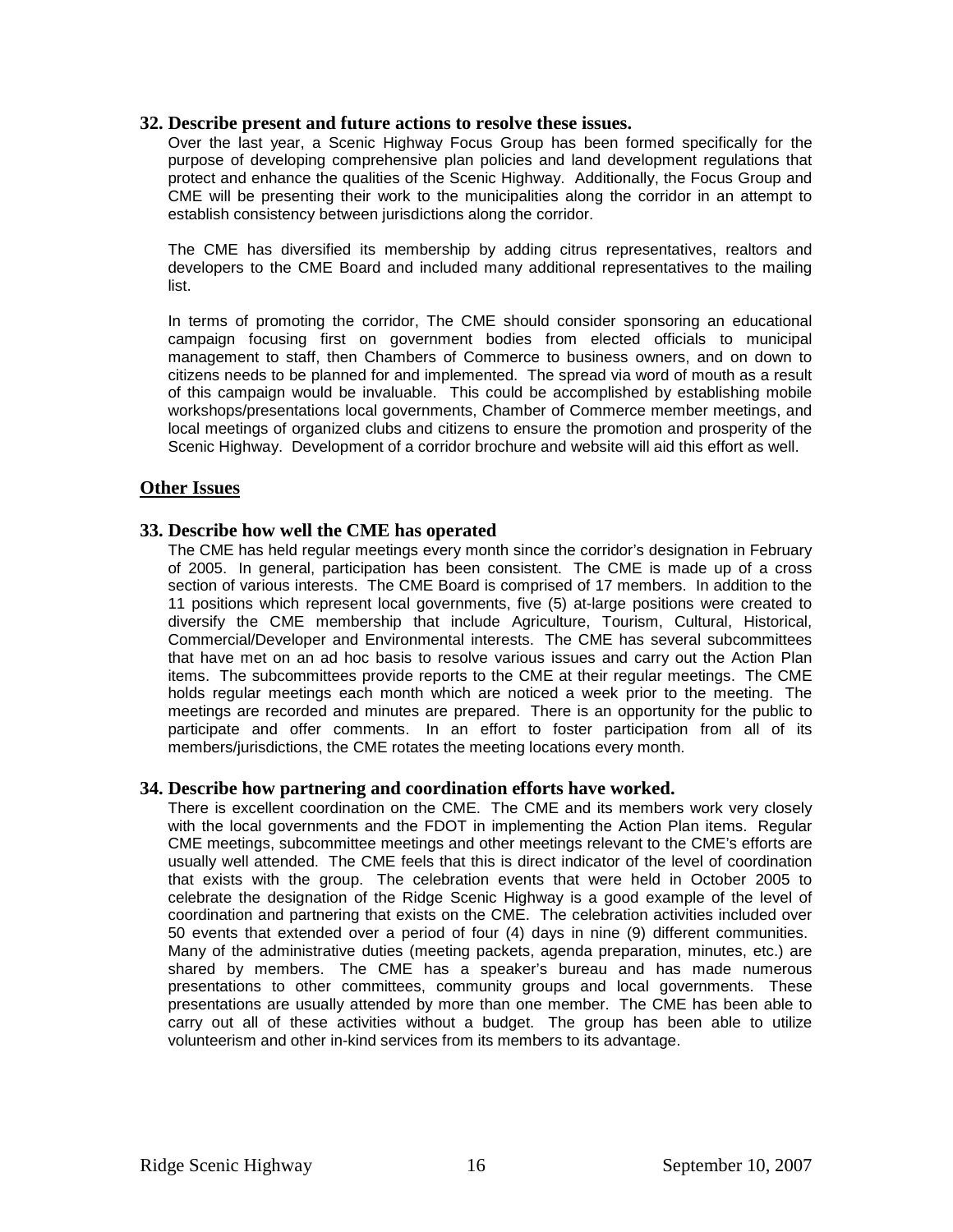### 32. Describe present and future actions to resolve these issues.

Over the last year, a Scenic Highway Focus Group has been formed specifically for the purpose of developing comprehensive plan policies and land development regulations that protect and enhance the qualities of the Scenic Highway. Additionally, the Focus Group and CME will be presenting their work to the municipalities along the corridor in an attempt to establish consistency between jurisdictions along the corridor.

The CME has diversified its membership by adding citrus representatives, realtors and developers to the CME Board and included many additional representatives to the mailing list.

In terms of promoting the corridor, The CME should consider sponsoring an educational campaign focusing first on government bodies from elected officials to municipal management to staff, then Chambers of Commerce to business owners, and on down to citizens needs to be planned for and implemented. The spread via word of mouth as a result of this campaign would be invaluable. This could be accomplished by establishing mobile workshops/presentations local governments, Chamber of Commerce member meetings, and local meetings of organized clubs and citizens to ensure the promotion and prosperity of the Scenic Highway. Development of a corridor brochure and website will aid this effort as well.

## Other Issues

### 33. Describe how well the CME has operated

The CME has held regular meetings every month since the corridor's designation in February of 2005. In general, participation has been consistent. The CME is made up of a cross section of various interests. The CME Board is comprised of 17 members. In addition to the 11 positions which represent local governments, five (5) at-large positions were created to diversify the CME membership that include Agriculture, Tourism, Cultural, Historical, Commercial/Developer and Environmental interests. The CME has several subcommittees that have met on an ad hoc basis to resolve various issues and carry out the Action Plan items. The subcommittees provide reports to the CME at their regular meetings. The CME holds regular meetings each month which are noticed a week prior to the meeting. The meetings are recorded and minutes are prepared. There is an opportunity for the public to participate and offer comments. In an effort to foster participation from all of its members/jurisdictions, the CME rotates the meeting locations every month.

### 34. Describe how partnering and coordination efforts have worked.

There is excellent coordination on the CME. The CME and its members work very closely with the local governments and the FDOT in implementing the Action Plan items. Regular CME meetings, subcommittee meetings and other meetings relevant to the CME's efforts are usually well attended. The CME feels that this is direct indicator of the level of coordination that exists with the group. The celebration events that were held in October 2005 to celebrate the designation of the Ridge Scenic Highway is a good example of the level of coordination and partnering that exists on the CME. The celebration activities included over 50 events that extended over a period of four (4) days in nine (9) different communities. Many of the administrative duties (meeting packets, agenda preparation, minutes, etc.) are shared by members. The CME has a speaker's bureau and has made numerous presentations to other committees, community groups and local governments. These presentations are usually attended by more than one member. The CME has been able to carry out all of these activities without a budget. The group has been able to utilize volunteerism and other in-kind services from its members to its advantage.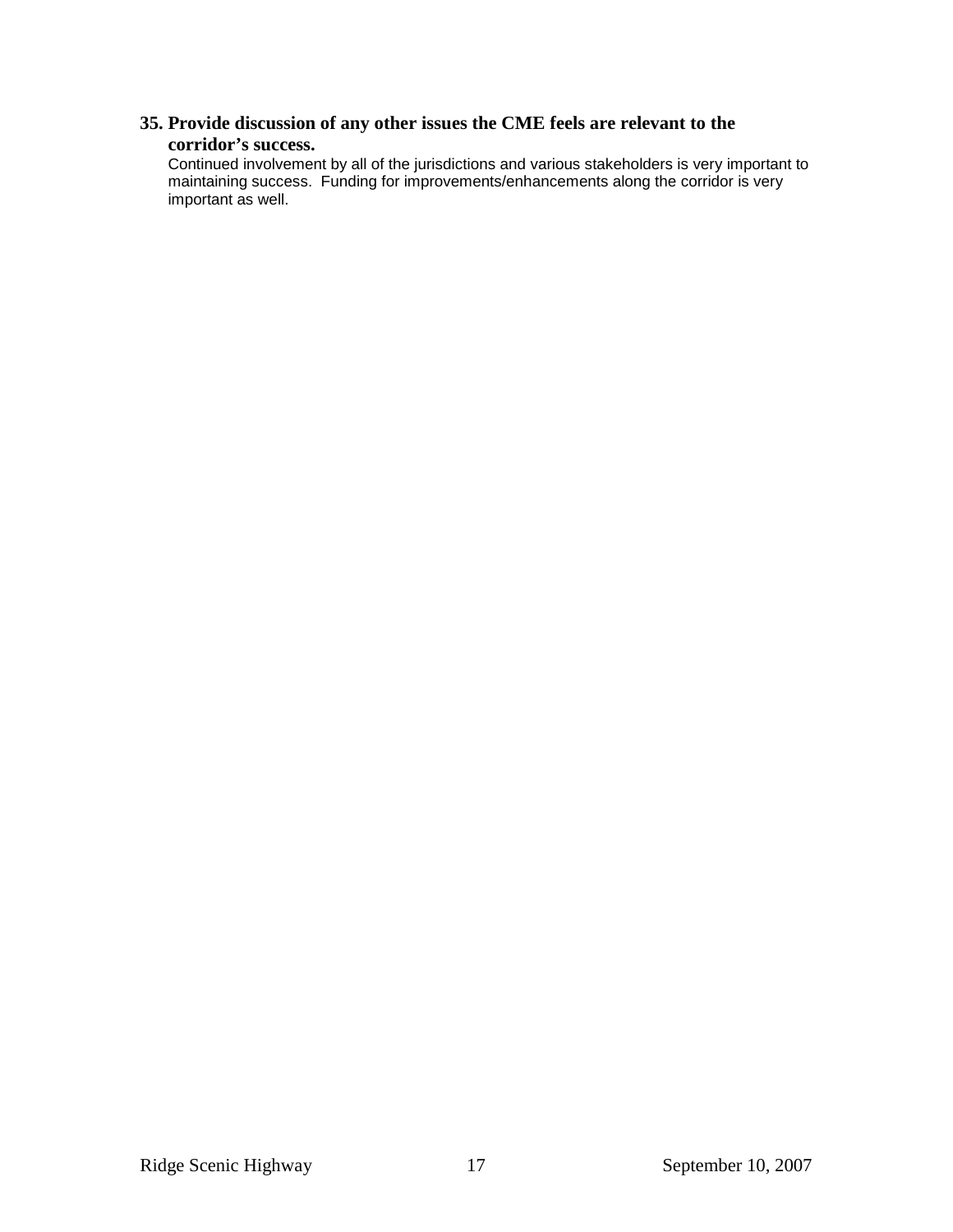**35. Provide discussion of any other issues the CME feels are relevant to the corridor's success.**

Continued involvement by all of the jurisdictions and various stakeholders is very important to maintaining success. Funding for improvements/enhancements along the corridor is very important as well.